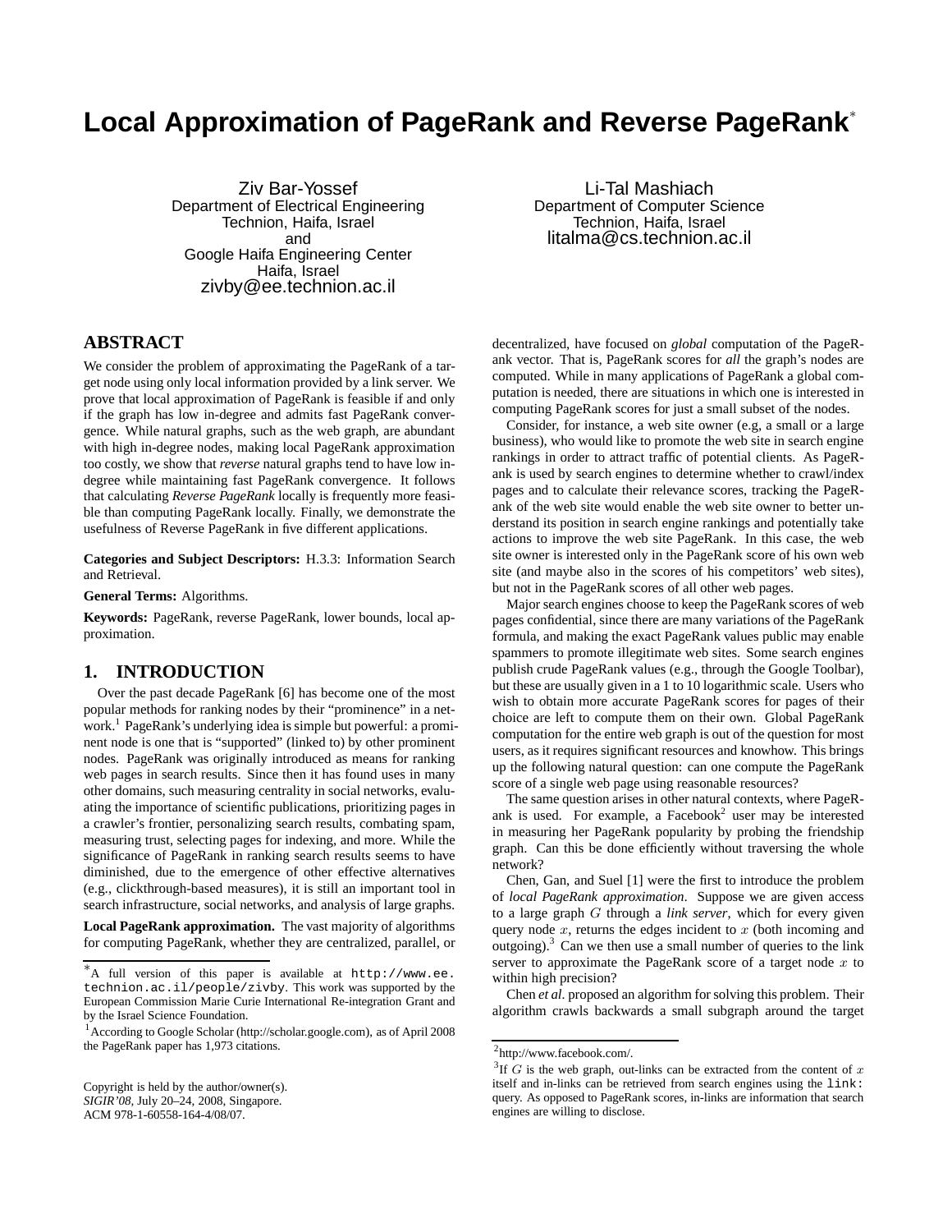# Local Approximation of PageRank and Reverse PageRank[*]

Ziv Bar-Yossef
Department of Electrical Engineering
Technion, Haifa, Israel
and
Google Haifa Engineering Center
Haifa, Israel
zivby@ee.technion.ac.il

Li-Tal Mashiach
Department of Computer Science
Technion, Haifa, Israel
litalma@cs.technion.ac.il

## ABSTRACT

We consider the problem of approximating the PageRank of a target node using only local information provided by a link server. We prove that local approximation of PageRank is feasible if and only if the graph has low in-degree and admits fast PageRank convergence. While natural graphs, such as the web graph, are abundant with high in-degree nodes, making local PageRank approximation too costly, we show that *reverse* natural graphs tend to have low in-degree while maintaining fast PageRank convergence. It follows that calculating *Reverse PageRank* locally is frequently more feasible than computing PageRank locally. Finally, we demonstrate the usefulness of Reverse PageRank in five different applications.

**Categories and Subject Descriptors:** H.3.3: Information Search and Retrieval.

**General Terms:** Algorithms.

**Keywords:** PageRank, reverse PageRank, lower bounds, local approximation.

## 1. INTRODUCTION

Over the past decade PageRank [6] has become one of the most popular methods for ranking nodes by their "prominence" in a network.[1] PageRank's underlying idea is simple but powerful: a prominent node is one that is "supported" (linked to) by other prominent nodes. PageRank was originally introduced as means for ranking web pages in search results. Since then it has found uses in many other domains, such measuring centrality in social networks, evaluating the importance of scientific publications, prioritizing pages in a crawler's frontier, personalizing search results, combating spam, measuring trust, selecting pages for indexing, and more. While the significance of PageRank in ranking search results seems to have diminished, due to the emergence of other effective alternatives (e.g., clickthrough-based measures), it is still an important tool in search infrastructure, social networks, and analysis of large graphs.

**Local PageRank approximation.** The vast majority of algorithms for computing PageRank, whether they are centralized, parallel, or decentralized, have focused on *global* computation of the PageRank vector. That is, PageRank scores for *all* the graph's nodes are computed. While in many applications of PageRank a global computation is needed, there are situations in which one is interested in computing PageRank scores for just a small subset of the nodes.

Consider, for instance, a web site owner (e.g, a small or a large business), who would like to promote the web site in search engine rankings in order to attract traffic of potential clients. As PageRank is used by search engines to determine whether to crawl/index pages and to calculate their relevance scores, tracking the PageRank of the web site would enable the web site owner to better understand its position in search engine rankings and potentially take actions to improve the web site PageRank. In this case, the web site owner is interested only in the PageRank score of his own web site (and maybe also in the scores of his competitors' web sites), but not in the PageRank scores of all other web pages.

Major search engines choose to keep the PageRank scores of web pages confidential, since there are many variations of the PageRank formula, and making the exact PageRank values public may enable spammers to promote illegitimate web sites. Some search engines publish crude PageRank values (e.g., through the Google Toolbar), but these are usually given in a 1 to 10 logarithmic scale. Users who wish to obtain more accurate PageRank scores for pages of their choice are left to compute them on their own. Global PageRank computation for the entire web graph is out of the question for most users, as it requires significant resources and knowhow. This brings up the following natural question: can one compute the PageRank score of a single web page using reasonable resources?

The same question arises in other natural contexts, where PageRank is used. For example, a Facebook[2] user may be interested in measuring her PageRank popularity by probing the friendship graph. Can this be done efficiently without traversing the whole network?

Chen, Gan, and Suel [1] were the first to introduce the problem of *local PageRank approximation*. Suppose we are given access to a large graph $G$ through a *link server*, which for every given query node $x$, returns the edges incident to $x$ (both incoming and outgoing).[3] Can we then use a small number of queries to the link server to approximate the PageRank score of a target node $x$ to within high precision?

Chen *et al.* proposed an algorithm for solving this problem. Their algorithm crawls backwards a small subgraph around the target

---

[*]A full version of this paper is available at http://www.ee.technion.ac.il/people/zivby. This work was supported by the European Commission Marie Curie International Re-integration Grant and by the Israel Science Foundation.

[1]According to Google Scholar (http://scholar.google.com), as of April 2008 the PageRank paper has 1,973 citations.

Copyright is held by the author/owner(s).
*SIGIR'08,* July 20–24, 2008, Singapore.
ACM 978-1-60558-164-4/08/07.

[2]http://www.facebook.com/.

[3]If $G$ is the web graph, out-links can be extracted from the content of $x$ itself and in-links can be retrieved from search engines using the link: query. As opposed to PageRank scores, in-links are information that search engines are willing to disclose.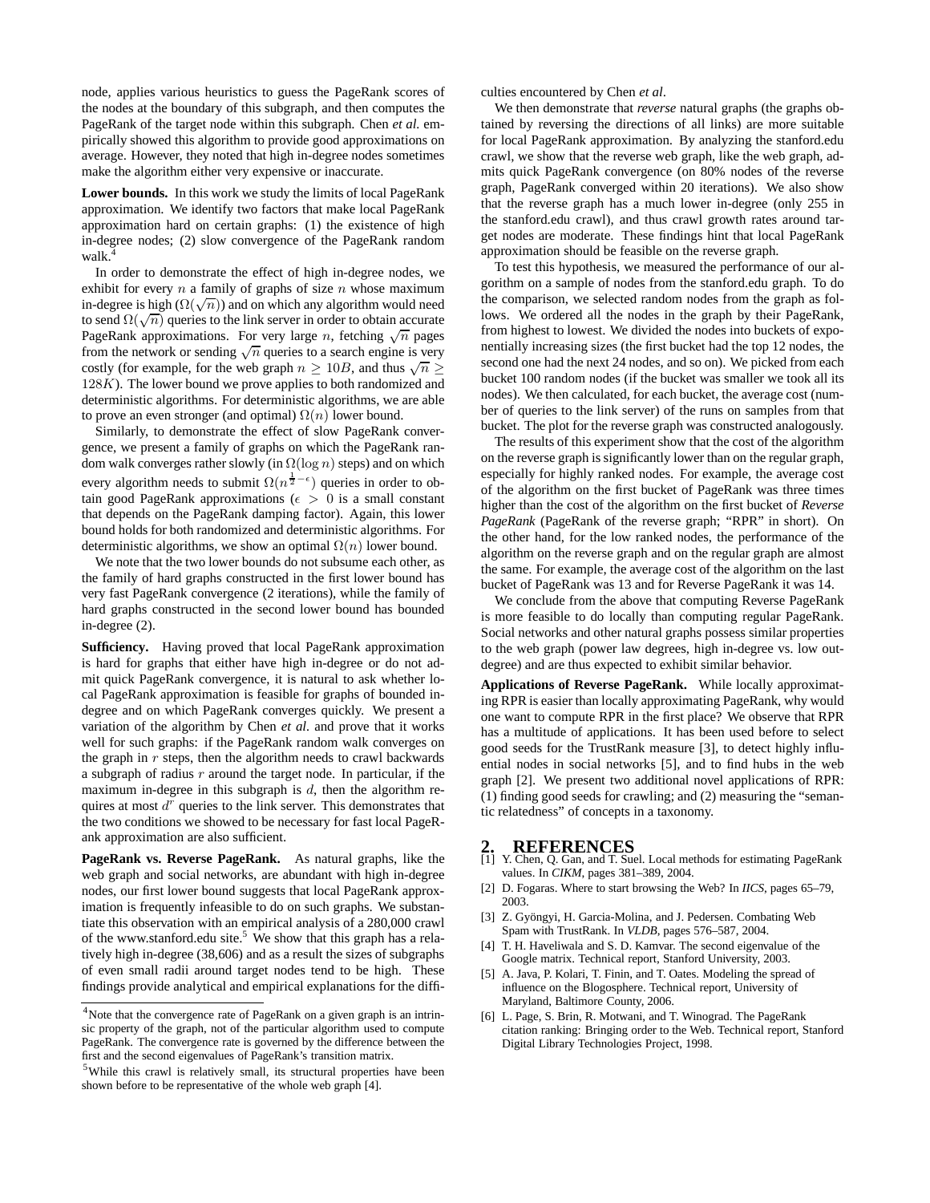node, applies various heuristics to guess the PageRank scores of the nodes at the boundary of this subgraph, and then computes the PageRank of the target node within this subgraph. Chen *et al.* empirically showed this algorithm to provide good approximations on average. However, they noted that high in-degree nodes sometimes make the algorithm either very expensive or inaccurate.

**Lower bounds.** In this work we study the limits of local PageRank approximation. We identify two factors that make local PageRank approximation hard on certain graphs: (1) the existence of high in-degree nodes; (2) slow convergence of the PageRank random walk.[4]

In order to demonstrate the effect of high in-degree nodes, we exhibit for every $n$ a family of graphs of size $n$ whose maximum in-degree is high ($\Omega(\sqrt{n})$) and on which any algorithm would need to send $\Omega(\sqrt{n})$ queries to the link server in order to obtain accurate PageRank approximations. For very large $n$, fetching $\sqrt{n}$ pages from the network or sending $\sqrt{n}$ queries to a search engine is very costly (for example, for the web graph $n \geq 10B$, and thus $\sqrt{n} \geq 128K$). The lower bound we prove applies to both randomized and deterministic algorithms. For deterministic algorithms, we are able to prove an even stronger (and optimal) $\Omega(n)$ lower bound.

Similarly, to demonstrate the effect of slow PageRank convergence, we present a family of graphs on which the PageRank random walk converges rather slowly (in $\Omega(\log n)$ steps) and on which every algorithm needs to submit $\Omega(n^{\frac{1}{2}-\epsilon})$ queries in order to obtain good PageRank approximations ($\epsilon > 0$ is a small constant that depends on the PageRank damping factor). Again, this lower bound holds for both randomized and deterministic algorithms. For deterministic algorithms, we show an optimal $\Omega(n)$ lower bound.

We note that the two lower bounds do not subsume each other, as the family of hard graphs constructed in the first lower bound has very fast PageRank convergence (2 iterations), while the family of hard graphs constructed in the second lower bound has bounded in-degree (2).

**Sufficiency.** Having proved that local PageRank approximation is hard for graphs that either have high in-degree or do not admit quick PageRank convergence, it is natural to ask whether local PageRank approximation is feasible for graphs of bounded in-degree and on which PageRank converges quickly. We present a variation of the algorithm by Chen *et al.* and prove that it works well for such graphs: if the PageRank random walk converges on the graph in $r$ steps, then the algorithm needs to crawl backwards a subgraph of radius $r$ around the target node. In particular, if the maximum in-degree in this subgraph is $d$, then the algorithm requires at most $d^r$ queries to the link server. This demonstrates that the two conditions we showed to be necessary for fast local PageRank approximation are also sufficient.

**PageRank vs. Reverse PageRank.** As natural graphs, like the web graph and social networks, are abundant with high in-degree nodes, our first lower bound suggests that local PageRank approximation is frequently infeasible to do on such graphs. We substantiate this observation with an empirical analysis of a 280,000 crawl of the www.stanford.edu site.[5] We show that this graph has a relatively high in-degree (38,606) and as a result the sizes of subgraphs of even small radii around target nodes tend to be high. These findings provide analytical and empirical explanations for the difficulties encountered by Chen *et al*.

We then demonstrate that *reverse* natural graphs (the graphs obtained by reversing the directions of all links) are more suitable for local PageRank approximation. By analyzing the stanford.edu crawl, we show that the reverse web graph, like the web graph, admits quick PageRank convergence (on 80% nodes of the reverse graph, PageRank converged within 20 iterations). We also show that the reverse graph has a much lower in-degree (only 255 in the stanford.edu crawl), and thus crawl growth rates around target nodes are moderate. These findings hint that local PageRank approximation should be feasible on the reverse graph.

To test this hypothesis, we measured the performance of our algorithm on a sample of nodes from the stanford.edu graph. To do the comparison, we selected random nodes from the graph as follows. We ordered all the nodes in the graph by their PageRank, from highest to lowest. We divided the nodes into buckets of exponentially increasing sizes (the first bucket had the top 12 nodes, the second one had the next 24 nodes, and so on). We picked from each bucket 100 random nodes (if the bucket was smaller we took all its nodes). We then calculated, for each bucket, the average cost (number of queries to the link server) of the runs on samples from that bucket. The plot for the reverse graph was constructed analogously.

The results of this experiment show that the cost of the algorithm on the reverse graph is significantly lower than on the regular graph, especially for highly ranked nodes. For example, the average cost of the algorithm on the first bucket of PageRank was three times higher than the cost of the algorithm on the first bucket of *Reverse PageRank* (PageRank of the reverse graph; "RPR" in short). On the other hand, for the low ranked nodes, the performance of the algorithm on the reverse graph and on the regular graph are almost the same. For example, the average cost of the algorithm on the last bucket of PageRank was 13 and for Reverse PageRank it was 14.

We conclude from the above that computing Reverse PageRank is more feasible to do locally than computing regular PageRank. Social networks and other natural graphs possess similar properties to the web graph (power law degrees, high in-degree vs. low out-degree) and are thus expected to exhibit similar behavior.

**Applications of Reverse PageRank.** While locally approximating RPR is easier than locally approximating PageRank, why would one want to compute RPR in the first place? We observe that RPR has a multitude of applications. It has been used before to select good seeds for the TrustRank measure [3], to detect highly influential nodes in social networks [5], and to find hubs in the web graph [2]. We present two additional novel applications of RPR: (1) finding good seeds for crawling; and (2) measuring the "semantic relatedness" of concepts in a taxonomy.

## 2. REFERENCES

[1] Y. Chen, Q. Gan, and T. Suel. Local methods for estimating PageRank values. In *CIKM*, pages 381–389, 2004.

[2] D. Fogaras. Where to start browsing the Web? In *IICS*, pages 65–79, 2003.

[3] Z. Gyöngyi, H. Garcia-Molina, and J. Pedersen. Combating Web Spam with TrustRank. In *VLDB*, pages 576–587, 2004.

[4] T. H. Haveliwala and S. D. Kamvar. The second eigenvalue of the Google matrix. Technical report, Stanford University, 2003.

[5] A. Java, P. Kolari, T. Finin, and T. Oates. Modeling the spread of influence on the Blogosphere. Technical report, University of Maryland, Baltimore County, 2006.

[6] L. Page, S. Brin, R. Motwani, and T. Winograd. The PageRank citation ranking: Bringing order to the Web. Technical report, Stanford Digital Library Technologies Project, 1998.

---

[4] Note that the convergence rate of PageRank on a given graph is an intrinsic property of the graph, not of the particular algorithm used to compute PageRank. The convergence rate is governed by the difference between the first and the second eigenvalues of PageRank's transition matrix.

[5] While this crawl is relatively small, its structural properties have been shown before to be representative of the whole web graph [4].